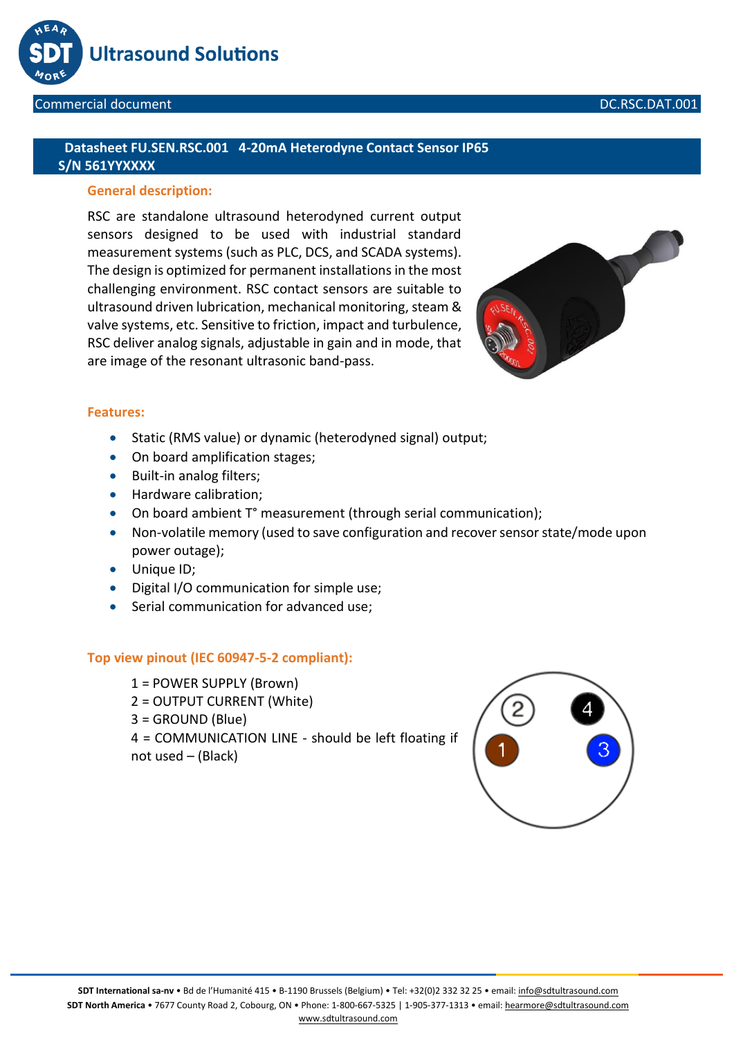# Datasheet FU.SEN.RSC.001 4-20mA Heterodyne Contact Sensor IP65 S/N 561YYXXXX

## General description:

RSC are standalone ultrasound heterodyned current output sensors designed to be used with industrial standard measurement systems (such as PLC, DCS, and SCADA systems). The design is optimized for permanent installations in the most challenging environment. RSC contact sensors are suitable to ultrasound driven lubrication, mechanical monitoring, steam & valve systems, etc. Sensitive to friction, impact and turbulence, RSC deliver analog signals, adjustable in gain and in mode, that are image of the resonant ultrasonic band-pass.

## Features:

- Static (RMS value) or dynamic (heterodyned signal) output;
- On board amplification stages;
- Built-in analog filters;
- Hardware calibration;
- On board ambient T° measurement (through serial communication);
- Non-volatile memory (used to save configuration and recover sensor state/mode upon power outage);
- Unique ID;
- Digital I/O communication for simple use;
- Serial communication for advanced use;

## Top view pinout (IEC 60947-5-2 compliant):

1 = POWER SUPPLY (Brown)
2 = OUTPUT CURRENT (White)
3 = GROUND (Blue)
4 = COMMUNICATION LINE - should be left floating if not used – (Black)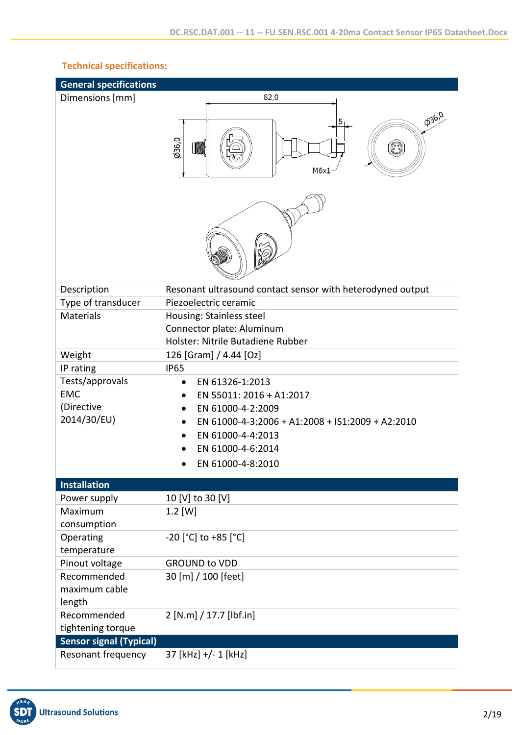## Technical specifications:

| General specifications | |
|---|---|
| Dimensions [mm] | 82,0; 5; Ø36,0; M6x1; Ø36,0 |
| Description | Resonant ultrasound contact sensor with heterodyned output |
| Type of transducer | Piezoelectric ceramic |
| Materials | Housing: Stainless steel<br>Connector plate: Aluminum<br>Holster: Nitrile Butadiene Rubber |
| Weight | 126 [Gram] / 4.44 [Oz] |
| IP rating | IP65 |
| Tests/approvals EMC (Directive 2014/30/EU) | • EN 61326-1:2013<br>• EN 55011: 2016 + A1:2017<br>• EN 61000-4-2:2009<br>• EN 61000-4-3:2006 + A1:2008 + IS1:2009 + A2:2010<br>• EN 61000-4-4:2013<br>• EN 61000-4-6:2014<br>• EN 61000-4-8:2010 |
| **Installation** | |
| Power supply | 10 [V] to 30 [V] |
| Maximum consumption | 1.2 [W] |
| Operating temperature | -20 [°C] to +85 [°C] |
| Pinout voltage | GROUND to VDD |
| Recommended maximum cable length | 30 [m] / 100 [feet] |
| Recommended tightening torque | 2 [N.m] / 17.7 [lbf.in] |
| **Sensor signal (Typical)** | |
| Resonant frequency | 37 [kHz] +/- 1 [kHz] |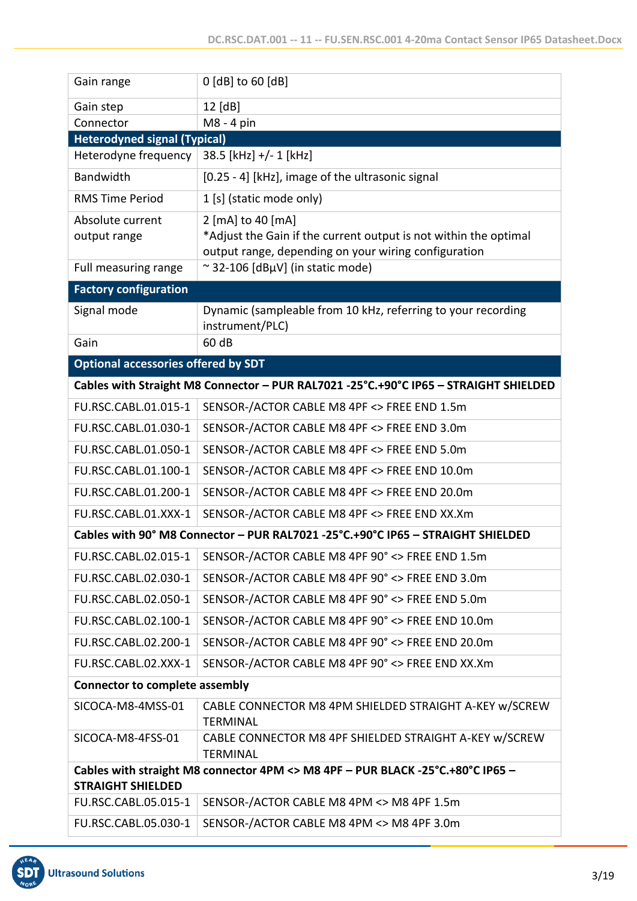| | |
|---|---|
| Gain range | 0 [dB] to 60 [dB] |
| Gain step | 12 [dB] |
| Connector | M8 - 4 pin |
| **Heterodyned signal (Typical)** | |
| Heterodyne frequency | 38.5 [kHz] +/- 1 [kHz] |
| Bandwidth | [0.25 - 4] [kHz], image of the ultrasonic signal |
| RMS Time Period | 1 [s] (static mode only) |
| Absolute current output range | 2 [mA] to 40 [mA]<br>*Adjust the Gain if the current output is not within the optimal output range, depending on your wiring configuration |
| Full measuring range | ~ 32-106 [dBµV] (in static mode) |
| **Factory configuration** | |
| Signal mode | Dynamic (sampleable from 10 kHz, referring to your recording instrument/PLC) |
| Gain | 60 dB |
| **Optional accessories offered by SDT** | |
| **Cables with Straight M8 Connector – PUR RAL7021 -25°C.+90°C IP65 – STRAIGHT SHIELDED** | |
| FU.RSC.CABL.01.015-1 | SENSOR-/ACTOR CABLE M8 4PF <> FREE END 1.5m |
| FU.RSC.CABL.01.030-1 | SENSOR-/ACTOR CABLE M8 4PF <> FREE END 3.0m |
| FU.RSC.CABL.01.050-1 | SENSOR-/ACTOR CABLE M8 4PF <> FREE END 5.0m |
| FU.RSC.CABL.01.100-1 | SENSOR-/ACTOR CABLE M8 4PF <> FREE END 10.0m |
| FU.RSC.CABL.01.200-1 | SENSOR-/ACTOR CABLE M8 4PF <> FREE END 20.0m |
| FU.RSC.CABL.01.XXX-1 | SENSOR-/ACTOR CABLE M8 4PF <> FREE END XX.Xm |
| **Cables with 90° M8 Connector – PUR RAL7021 -25°C.+90°C IP65 – STRAIGHT SHIELDED** | |
| FU.RSC.CABL.02.015-1 | SENSOR-/ACTOR CABLE M8 4PF 90° <> FREE END 1.5m |
| FU.RSC.CABL.02.030-1 | SENSOR-/ACTOR CABLE M8 4PF 90° <> FREE END 3.0m |
| FU.RSC.CABL.02.050-1 | SENSOR-/ACTOR CABLE M8 4PF 90° <> FREE END 5.0m |
| FU.RSC.CABL.02.100-1 | SENSOR-/ACTOR CABLE M8 4PF 90° <> FREE END 10.0m |
| FU.RSC.CABL.02.200-1 | SENSOR-/ACTOR CABLE M8 4PF 90° <> FREE END 20.0m |
| FU.RSC.CABL.02.XXX-1 | SENSOR-/ACTOR CABLE M8 4PF 90° <> FREE END XX.Xm |
| **Connector to complete assembly** | |
| SICOCA-M8-4MSS-01 | CABLE CONNECTOR M8 4PM SHIELDED STRAIGHT A-KEY w/SCREW TERMINAL |
| SICOCA-M8-4FSS-01 | CABLE CONNECTOR M8 4PF SHIELDED STRAIGHT A-KEY w/SCREW TERMINAL |
| **Cables with straight M8 connector 4PM <> M8 4PF – PUR BLACK -25°C.+80°C IP65 – STRAIGHT SHIELDED** | |
| FU.RSC.CABL.05.015-1 | SENSOR-/ACTOR CABLE M8 4PM <> M8 4PF 1.5m |
| FU.RSC.CABL.05.030-1 | SENSOR-/ACTOR CABLE M8 4PM <> M8 4PF 3.0m |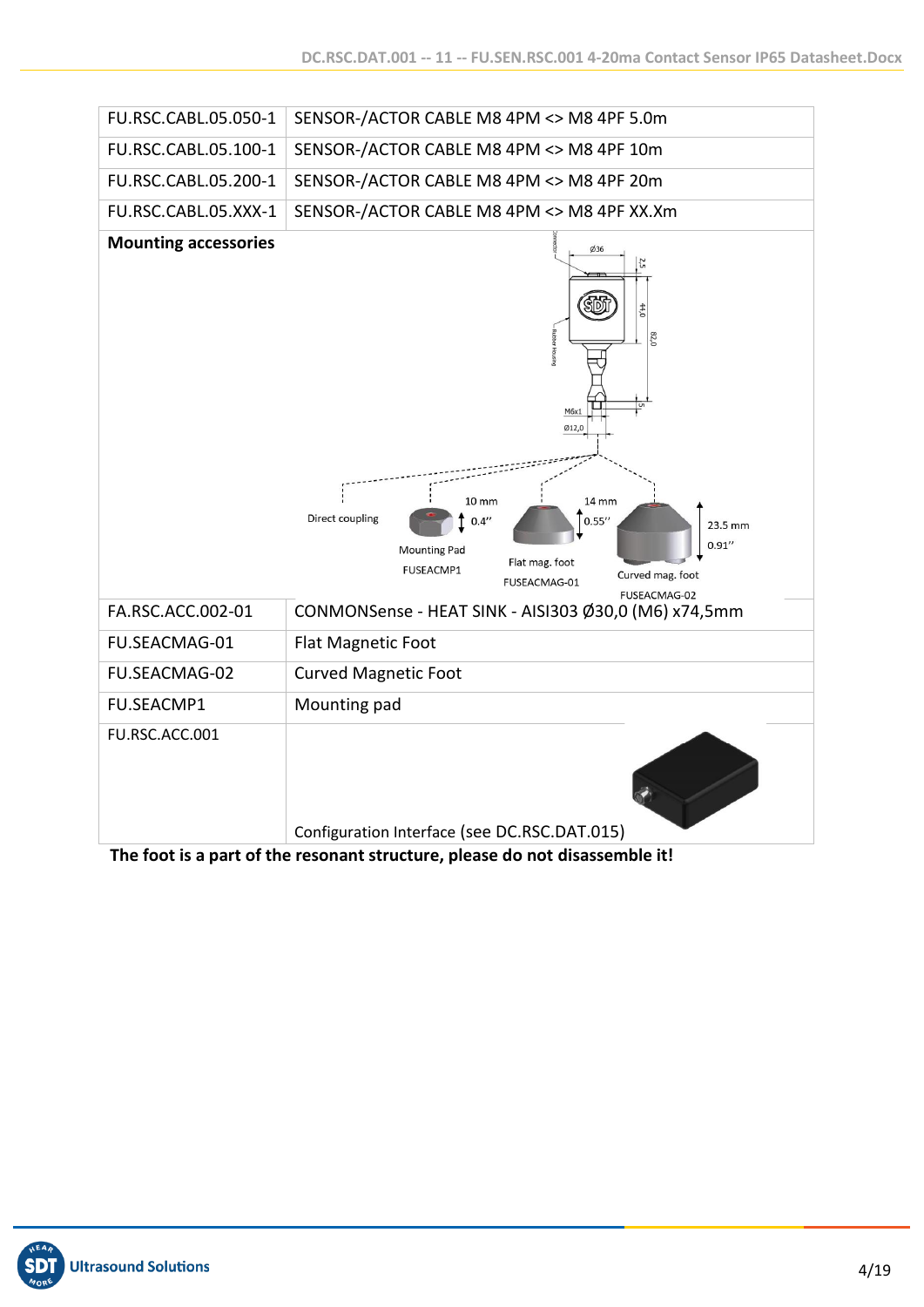| | |
|---|---|
| FU.RSC.CABL.05.050-1 | SENSOR-/ACTOR CABLE M8 4PM <> M8 4PF 5.0m |
| FU.RSC.CABL.05.100-1 | SENSOR-/ACTOR CABLE M8 4PM <> M8 4PF 10m |
| FU.RSC.CABL.05.200-1 | SENSOR-/ACTOR CABLE M8 4PM <> M8 4PF 20m |
| FU.RSC.CABL.05.XXX-1 | SENSOR-/ACTOR CABLE M8 4PM <> M8 4PF XX.Xm |
| **Mounting accessories** | Direct coupling; Mounting Pad FUSEACMP1 (10 mm 0.4''); Flat mag. foot FUSEACMAG-01 (14 mm 0.55''); Curved mag. foot FUSEACMAG-02 (23.5 mm 0.91'') |
| FA.RSC.ACC.002-01 | CONMONSense - HEAT SINK - AISI303 Ø30,0 (M6) x74,5mm |
| FU.SEACMAG-01 | Flat Magnetic Foot |
| FU.SEACMAG-02 | Curved Magnetic Foot |
| FU.SEACMP1 | Mounting pad |
| FU.RSC.ACC.001 | Configuration Interface (see DC.RSC.DAT.015) |

**The foot is a part of the resonant structure, please do not disassemble it!**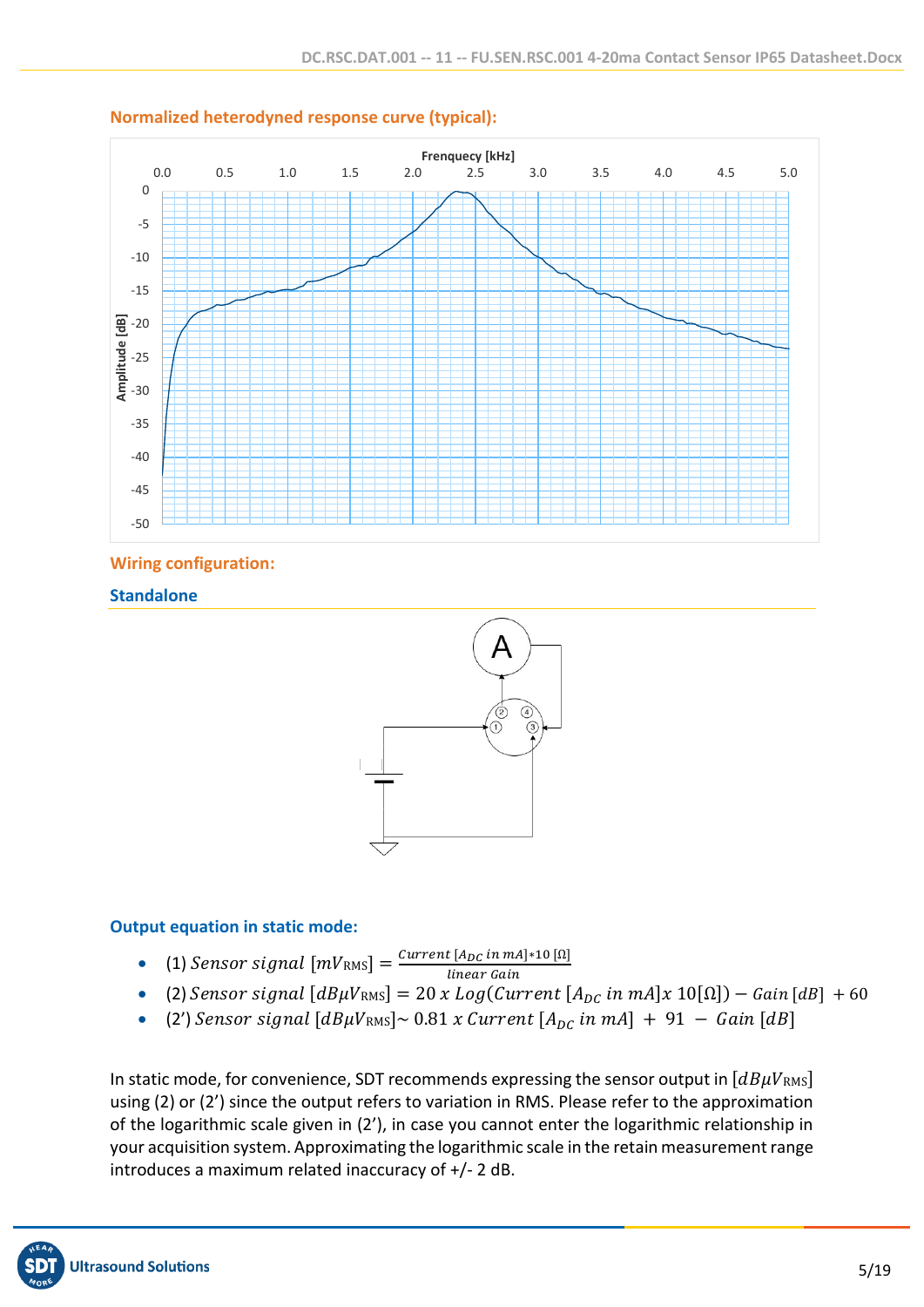### Normalized heterodyned response curve (typical):

### Wiring configuration:

#### Standalone

### Output equation in static mode:

- (1) $Sensor\ signal\ [mV_{\text{RMS}}] = \frac{Current\ [A_{DC}\ in\ mA]*10\ [\Omega]}{linear\ Gain}$
- (2) $Sensor\ signal\ [dB\mu V_{\text{RMS}}] = 20\ x\ Log(Current\ [A_{DC}\ in\ mA]x\ 10[\Omega]) - Gain\ [dB]\ + 60$
- (2') $Sensor\ signal\ [dB\mu V_{\text{RMS}}] \sim 0.81\ x\ Current\ [A_{DC}\ in\ mA]\ +\ 91\ -\ Gain\ [dB]$

In static mode, for convenience, SDT recommends expressing the sensor output in $[dB\mu V_{\text{RMS}}]$ using (2) or (2') since the output refers to variation in RMS. Please refer to the approximation of the logarithmic scale given in (2'), in case you cannot enter the logarithmic relationship in your acquisition system. Approximating the logarithmic scale in the retain measurement range introduces a maximum related inaccuracy of +/- 2 dB.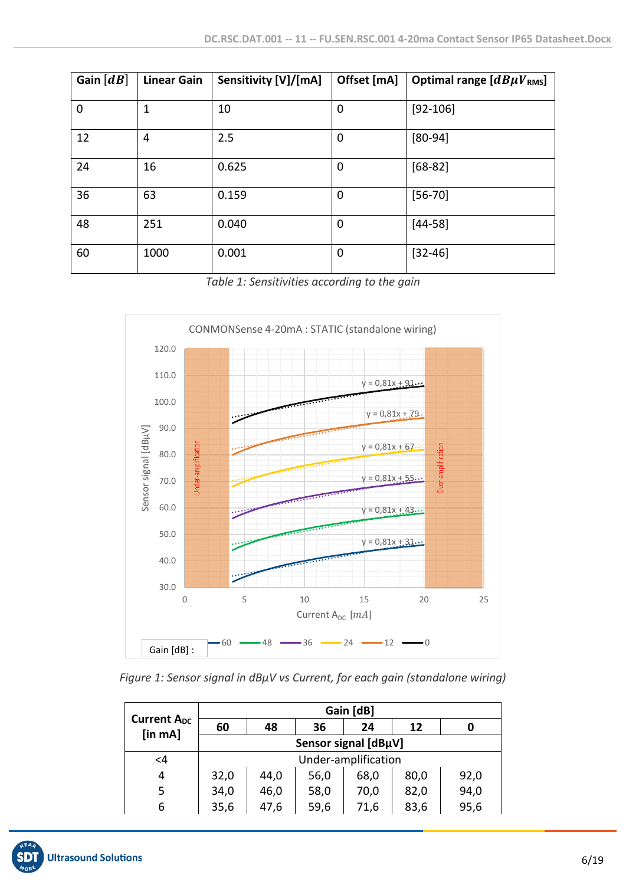| Gain $[dB]$ | Linear Gain | Sensitivity [V]/[mA] | Offset [mA] | Optimal range $[dB\mu V_{RMS}]$ |
|---|---|---|---|---|
| 0 | 1 | 10 | 0 | [92-106] |
| 12 | 4 | 2.5 | 0 | [80-94] |
| 24 | 16 | 0.625 | 0 | [68-82] |
| 36 | 63 | 0.159 | 0 | [56-70] |
| 48 | 251 | 0.040 | 0 | [44-58] |
| 60 | 1000 | 0.001 | 0 | [32-46] |

*Table 1: Sensitivities according to the gain*

*Figure 1: Sensor signal in dBµV vs Current, for each gain (standalone wiring)*

| Current $A_{DC}$ [in mA] | Gain [dB] | | | | | |
|---|---|---|---|---|---|---|
| | 60 | 48 | 36 | 24 | 12 | 0 |
| | Sensor signal [dBµV] | | | | | |
| <4 | Under-amplification | | | | | |
| 4 | 32,0 | 44,0 | 56,0 | 68,0 | 80,0 | 92,0 |
| 5 | 34,0 | 46,0 | 58,0 | 70,0 | 82,0 | 94,0 |
| 6 | 35,6 | 47,6 | 59,6 | 71,6 | 83,6 | 95,6 |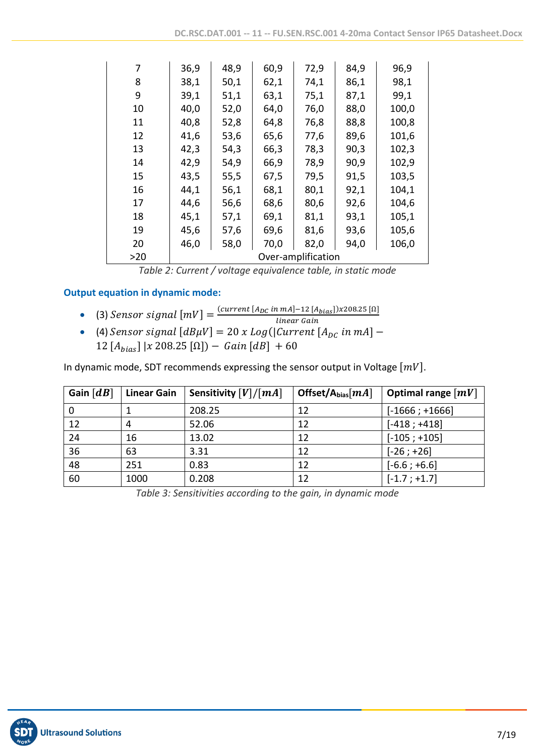| 7 | 36,9 | 48,9 | 60,9 | 72,9 | 84,9 | 96,9 |
|---|---|---|---|---|---|---|
| 8 | 38,1 | 50,1 | 62,1 | 74,1 | 86,1 | 98,1 |
| 9 | 39,1 | 51,1 | 63,1 | 75,1 | 87,1 | 99,1 |
| 10 | 40,0 | 52,0 | 64,0 | 76,0 | 88,0 | 100,0 |
| 11 | 40,8 | 52,8 | 64,8 | 76,8 | 88,8 | 100,8 |
| 12 | 41,6 | 53,6 | 65,6 | 77,6 | 89,6 | 101,6 |
| 13 | 42,3 | 54,3 | 66,3 | 78,3 | 90,3 | 102,3 |
| 14 | 42,9 | 54,9 | 66,9 | 78,9 | 90,9 | 102,9 |
| 15 | 43,5 | 55,5 | 67,5 | 79,5 | 91,5 | 103,5 |
| 16 | 44,1 | 56,1 | 68,1 | 80,1 | 92,1 | 104,1 |
| 17 | 44,6 | 56,6 | 68,6 | 80,6 | 92,6 | 104,6 |
| 18 | 45,1 | 57,1 | 69,1 | 81,1 | 93,1 | 105,1 |
| 19 | 45,6 | 57,6 | 69,6 | 81,6 | 93,6 | 105,6 |
| 20 | 46,0 | 58,0 | 70,0 | 82,0 | 94,0 | 106,0 |
| >20 | Over-amplification | | | | | |

*Table 2: Current / voltage equivalence table, in static mode*

### Output equation in dynamic mode:

- (3) $Sensor\ signal\ [mV] = \frac{(current\ [A_{DC}\ in\ mA] - 12\ [A_{bias}])x208.25\ [\Omega]}{linear\ Gain}$
- (4) $Sensor\ signal\ [dB\mu V] = 20\ x\ Log(|Current\ [A_{DC}\ in\ mA] - 12\ [A_{bias}]\ |x\ 208.25\ [\Omega]) - \ Gain\ [dB]\ + 60$

In dynamic mode, SDT recommends expressing the sensor output in Voltage $[mV]$.

| Gain $[dB]$ | Linear Gain | Sensitivity $[V]/[mA]$ | Offset/$A_{bias}[mA]$ | Optimal range $[mV]$ |
|---|---|---|---|---|
| 0 | 1 | 208.25 | 12 | [-1666 ; +1666] |
| 12 | 4 | 52.06 | 12 | [-418 ; +418] |
| 24 | 16 | 13.02 | 12 | [-105 ; +105] |
| 36 | 63 | 3.31 | 12 | [-26 ; +26] |
| 48 | 251 | 0.83 | 12 | [-6.6 ; +6.6] |
| 60 | 1000 | 0.208 | 12 | [-1.7 ; +1.7] |

*Table 3: Sensitivities according to the gain, in dynamic mode*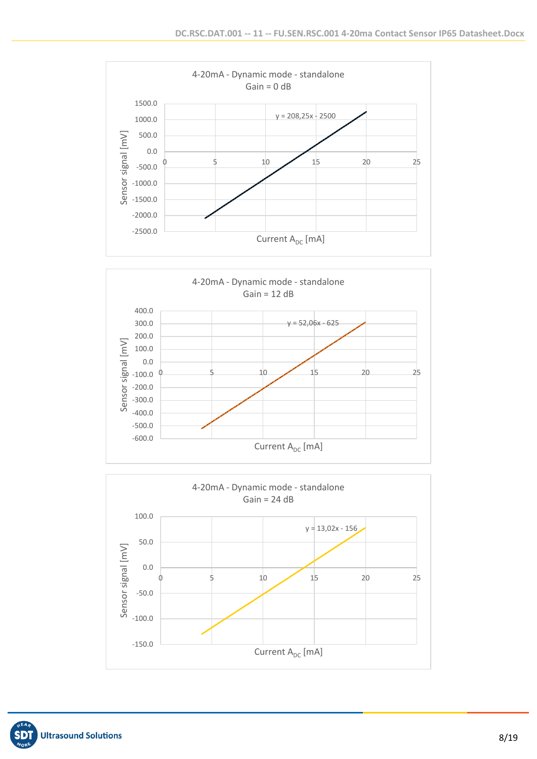**4-20mA - Dynamic mode - standalone**
**Gain = 0 dB**

$y = 208{,}25x - 2500$

Sensor signal [mV] vs. Current $A_{DC}$ [mA]

**4-20mA - Dynamic mode - standalone**
**Gain = 12 dB**

$y = 52{,}06x - 625$

Sensor signal [mV] vs. Current $A_{DC}$ [mA]

**4-20mA - Dynamic mode - standalone**
**Gain = 24 dB**

$y = 13{,}02x - 156$

Sensor signal [mV] vs. Current $A_{DC}$ [mA]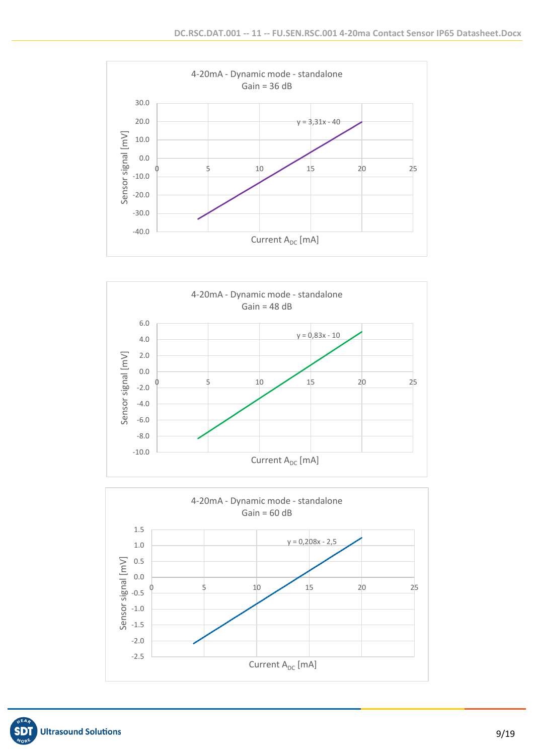**4-20mA - Dynamic mode - standalone**
**Gain = 36 dB**

y = 3,31x - 40

Sensor signal [mV] vs. Current $A_{DC}$ [mA]

**4-20mA - Dynamic mode - standalone**
**Gain = 48 dB**

y = 0,83x - 10

Sensor signal [mV] vs. Current $A_{DC}$ [mA]

**4-20mA - Dynamic mode - standalone**
**Gain = 60 dB**

y = 0,208x - 2,5

Sensor signal [mV] vs. Current $A_{DC}$ [mA]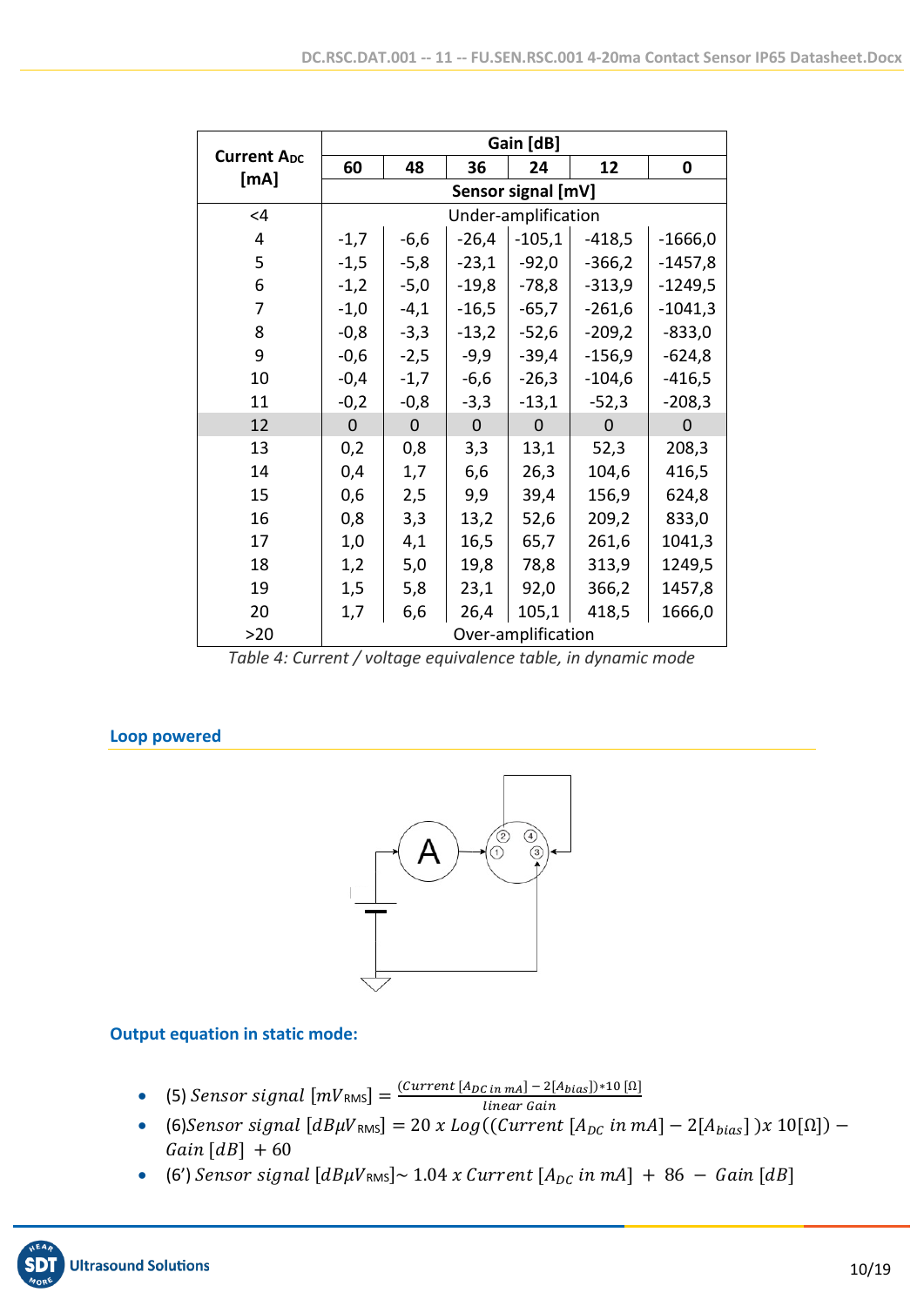| Current $A_{DC}$ [mA] | Gain [dB] | | | | | |
|---|---|---|---|---|---|---|
| | 60 | 48 | 36 | 24 | 12 | 0 |
| | Sensor signal [mV] | | | | | |
| <4 | Under-amplification | | | | | |
| 4 | -1,7 | -6,6 | -26,4 | -105,1 | -418,5 | -1666,0 |
| 5 | -1,5 | -5,8 | -23,1 | -92,0 | -366,2 | -1457,8 |
| 6 | -1,2 | -5,0 | -19,8 | -78,8 | -313,9 | -1249,5 |
| 7 | -1,0 | -4,1 | -16,5 | -65,7 | -261,6 | -1041,3 |
| 8 | -0,8 | -3,3 | -13,2 | -52,6 | -209,2 | -833,0 |
| 9 | -0,6 | -2,5 | -9,9 | -39,4 | -156,9 | -624,8 |
| 10 | -0,4 | -1,7 | -6,6 | -26,3 | -104,6 | -416,5 |
| 11 | -0,2 | -0,8 | -3,3 | -13,1 | -52,3 | -208,3 |
| 12 | 0 | 0 | 0 | 0 | 0 | 0 |
| 13 | 0,2 | 0,8 | 3,3 | 13,1 | 52,3 | 208,3 |
| 14 | 0,4 | 1,7 | 6,6 | 26,3 | 104,6 | 416,5 |
| 15 | 0,6 | 2,5 | 9,9 | 39,4 | 156,9 | 624,8 |
| 16 | 0,8 | 3,3 | 13,2 | 52,6 | 209,2 | 833,0 |
| 17 | 1,0 | 4,1 | 16,5 | 65,7 | 261,6 | 1041,3 |
| 18 | 1,2 | 5,0 | 19,8 | 78,8 | 313,9 | 1249,5 |
| 19 | 1,5 | 5,8 | 23,1 | 92,0 | 366,2 | 1457,8 |
| 20 | 1,7 | 6,6 | 26,4 | 105,1 | 418,5 | 1666,0 |
| >20 | Over-amplification | | | | | |

*Table 4: Current / voltage equivalence table, in dynamic mode*

## Loop powered

A

① ② ③ ④

## Output equation in static mode:

- (5) $Sensor\ signal\ [mV_{\mathrm{RMS}}] = \frac{(Current\ [A_{DC\ in\ mA}] - 2[A_{bias}])*10\ [\Omega]}{linear\ Gain}$
- (6)$Sensor\ signal\ [dB\mu V_{\mathrm{RMS}}] = 20\ x\ Log((Current\ [A_{DC}\ in\ mA] - 2[A_{bias}]\ )x\ 10[\Omega]) - Gain\ [dB]\ + 60$
- (6') $Sensor\ signal\ [dB\mu V_{\mathrm{RMS}}] \sim 1.04\ x\ Current\ [A_{DC}\ in\ mA]\ +\ 86\ -\ Gain\ [dB]$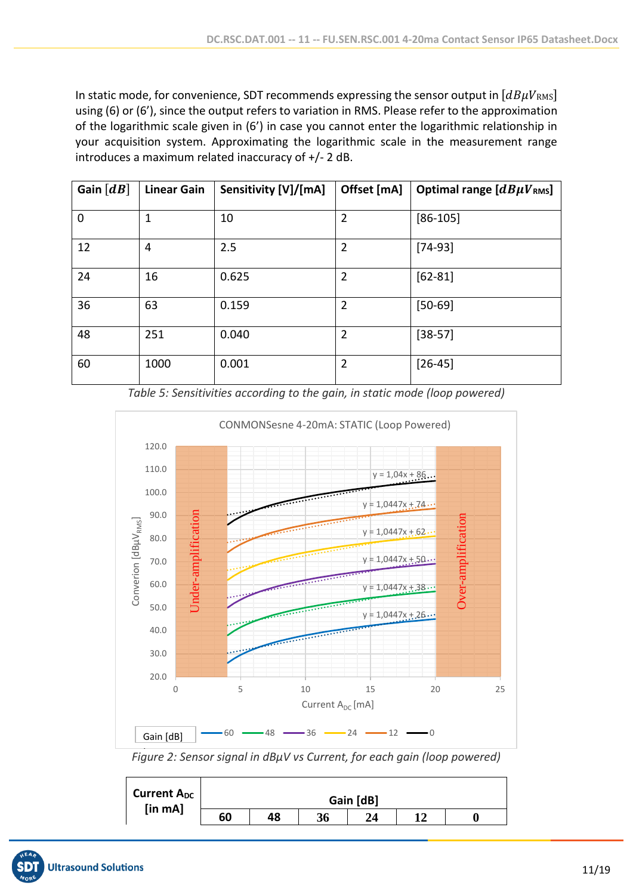In static mode, for convenience, SDT recommends expressing the sensor output in $[dB\mu V_{\text{RMS}}]$ using (6) or (6'), since the output refers to variation in RMS. Please refer to the approximation of the logarithmic scale given in (6') in case you cannot enter the logarithmic relationship in your acquisition system. Approximating the logarithmic scale in the measurement range introduces a maximum related inaccuracy of +/- 2 dB.

| Gain $[dB]$ | Linear Gain | Sensitivity [V]/[mA] | Offset [mA] | Optimal range $[dB\mu V_{\text{RMS}}]$ |
|---|---|---|---|---|
| 0 | 1 | 10 | 2 | [86-105] |
| 12 | 4 | 2.5 | 2 | [74-93] |
| 24 | 16 | 0.625 | 2 | [62-81] |
| 36 | 63 | 0.159 | 2 | [50-69] |
| 48 | 251 | 0.040 | 2 | [38-57] |
| 60 | 1000 | 0.001 | 2 | [26-45] |

*Table 5: Sensitivities according to the gain, in static mode (loop powered)*

*Figure 2: Sensor signal in dBµV vs Current, for each gain (loop powered)*

| Current $A_{DC}$ [in mA] | Gain [dB] | | | | | |
|---|---|---|---|---|---|---|
| | 60 | 48 | 36 | 24 | 12 | 0 |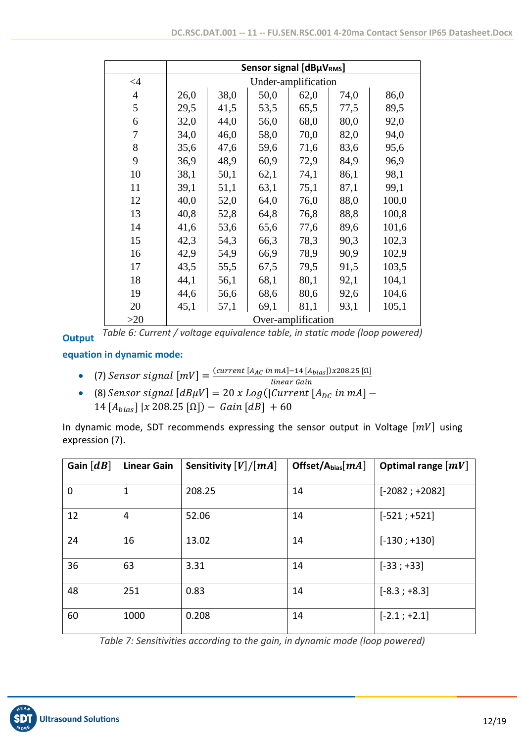| | Sensor signal [dBµV<sub>RMS</sub>] | | | | | |
|---|---|---|---|---|---|---|
| <4 | Under-amplification | | | | | |
| 4 | 26,0 | 38,0 | 50,0 | 62,0 | 74,0 | 86,0 |
| 5 | 29,5 | 41,5 | 53,5 | 65,5 | 77,5 | 89,5 |
| 6 | 32,0 | 44,0 | 56,0 | 68,0 | 80,0 | 92,0 |
| 7 | 34,0 | 46,0 | 58,0 | 70,0 | 82,0 | 94,0 |
| 8 | 35,6 | 47,6 | 59,6 | 71,6 | 83,6 | 95,6 |
| 9 | 36,9 | 48,9 | 60,9 | 72,9 | 84,9 | 96,9 |
| 10 | 38,1 | 50,1 | 62,1 | 74,1 | 86,1 | 98,1 |
| 11 | 39,1 | 51,1 | 63,1 | 75,1 | 87,1 | 99,1 |
| 12 | 40,0 | 52,0 | 64,0 | 76,0 | 88,0 | 100,0 |
| 13 | 40,8 | 52,8 | 64,8 | 76,8 | 88,8 | 100,8 |
| 14 | 41,6 | 53,6 | 65,6 | 77,6 | 89,6 | 101,6 |
| 15 | 42,3 | 54,3 | 66,3 | 78,3 | 90,3 | 102,3 |
| 16 | 42,9 | 54,9 | 66,9 | 78,9 | 90,9 | 102,9 |
| 17 | 43,5 | 55,5 | 67,5 | 79,5 | 91,5 | 103,5 |
| 18 | 44,1 | 56,1 | 68,1 | 80,1 | 92,1 | 104,1 |
| 19 | 44,6 | 56,6 | 68,6 | 80,6 | 92,6 | 104,6 |
| 20 | 45,1 | 57,1 | 69,1 | 81,1 | 93,1 | 105,1 |
| >20 | Over-amplification | | | | | |

*Table 6: Current / voltage equivalence table, in static mode (loop powered)*

### Output equation in dynamic mode:

- (7) $Sensor\ signal\ [mV] = \frac{(current\ [A_{AC}\ in\ mA]-14\ [A_{bias}])x208.25\ [\Omega]}{linear\ Gain}$
- (8) $Sensor\ signal\ [dB\mu V] = 20\ x\ Log(|Current\ [A_{DC}\ in\ mA] - 14\ [A_{bias}]\ |x\ 208.25\ [\Omega]) - \ Gain\ [dB]\ + 60$

In dynamic mode, SDT recommends expressing the sensor output in Voltage $[mV]$ using expression (7).

| Gain $[dB]$ | Linear Gain | Sensitivity $[V]/[mA]$ | Offset/$A_{bias}[mA]$ | Optimal range $[mV]$ |
|---|---|---|---|---|
| 0 | 1 | 208.25 | 14 | [-2082 ; +2082] |
| 12 | 4 | 52.06 | 14 | [-521 ; +521] |
| 24 | 16 | 13.02 | 14 | [-130 ; +130] |
| 36 | 63 | 3.31 | 14 | [-33 ; +33] |
| 48 | 251 | 0.83 | 14 | [-8.3 ; +8.3] |
| 60 | 1000 | 0.208 | 14 | [-2.1 ; +2.1] |

*Table 7: Sensitivities according to the gain, in dynamic mode (loop powered)*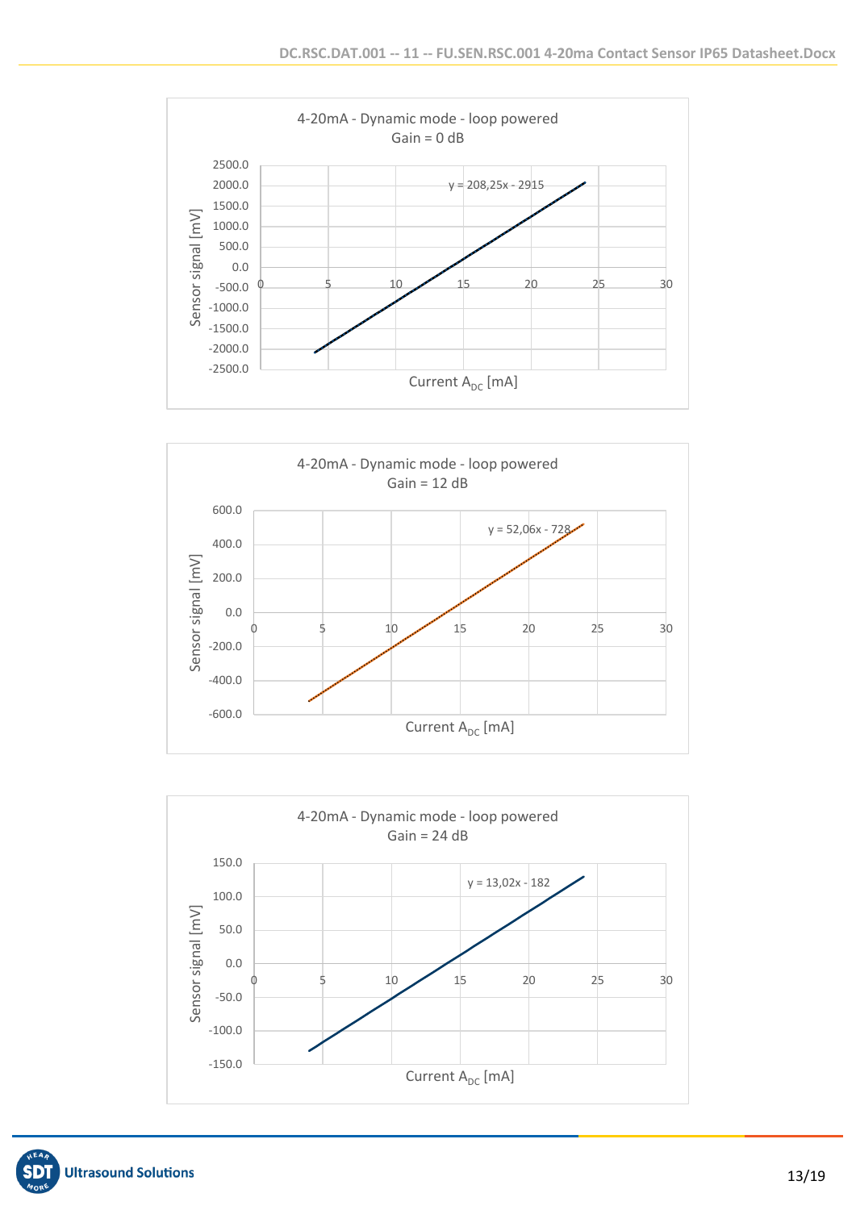4-20mA - Dynamic mode - loop powered
Gain = 0 dB

y = 208,25x - 2915

Sensor signal [mV]

Current $A_{DC}$ [mA]

4-20mA - Dynamic mode - loop powered
Gain = 12 dB

y = 52,06x - 728

Sensor signal [mV]

Current $A_{DC}$ [mA]

4-20mA - Dynamic mode - loop powered
Gain = 24 dB

y = 13,02x - 182

Sensor signal [mV]

Current $A_{DC}$ [mA]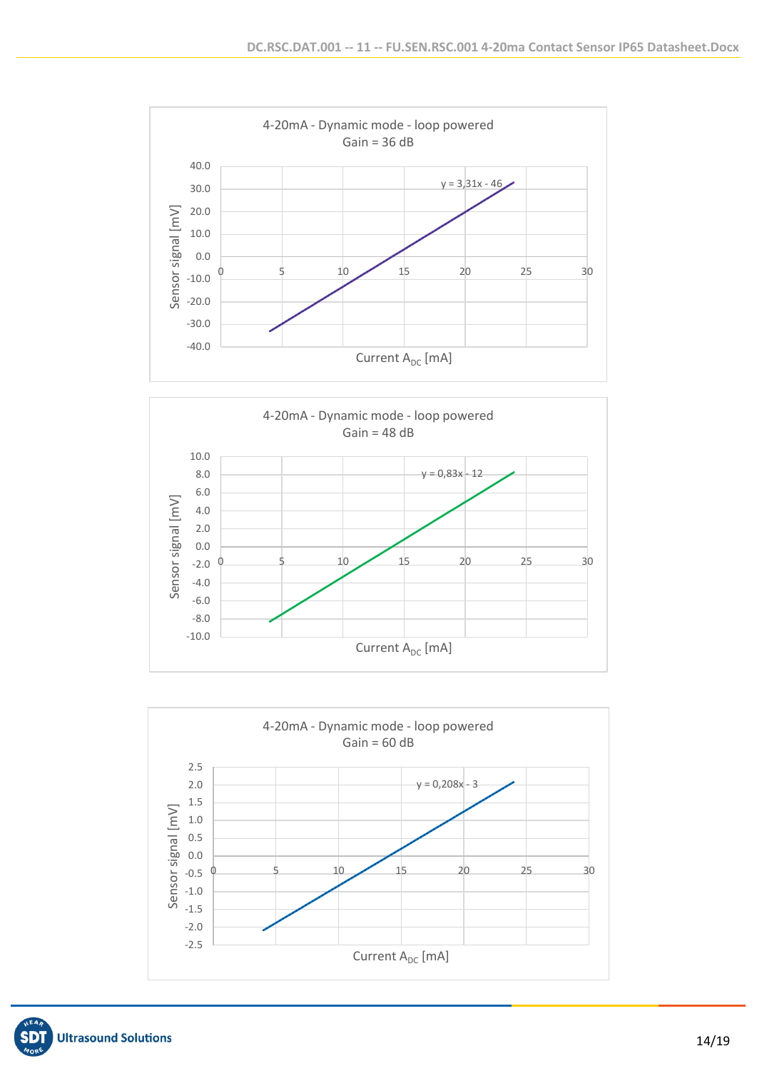**4-20mA - Dynamic mode - loop powered**
**Gain = 36 dB**

Sensor signal [mV] vs Current $A_{DC}$ [mA]

y = 3,31x - 46

**4-20mA - Dynamic mode - loop powered**
**Gain = 48 dB**

Sensor signal [mV] vs Current $A_{DC}$ [mA]

y = 0,83x - 12

**4-20mA - Dynamic mode - loop powered**
**Gain = 60 dB**

Sensor signal [mV] vs Current $A_{DC}$ [mA]

y = 0,208x - 3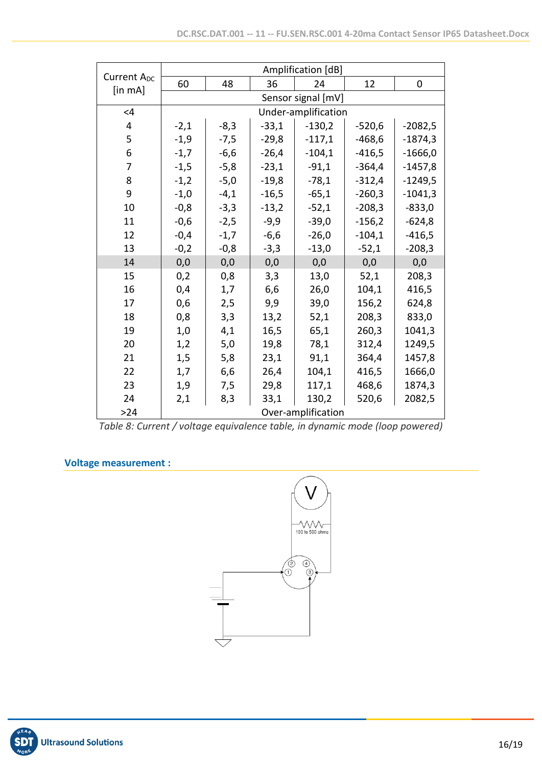| Current $A_{DC}$ [in mA] | Amplification [dB] | | | | | |
|---|---|---|---|---|---|---|
| | 60 | 48 | 36 | 24 | 12 | 0 |
| | Sensor signal [mV] | | | | | |
| <4 | Under-amplification | | | | | |
| 4 | -2,1 | -8,3 | -33,1 | -130,2 | -520,6 | -2082,5 |
| 5 | -1,9 | -7,5 | -29,8 | -117,1 | -468,6 | -1874,3 |
| 6 | -1,7 | -6,6 | -26,4 | -104,1 | -416,5 | -1666,0 |
| 7 | -1,5 | -5,8 | -23,1 | -91,1 | -364,4 | -1457,8 |
| 8 | -1,2 | -5,0 | -19,8 | -78,1 | -312,4 | -1249,5 |
| 9 | -1,0 | -4,1 | -16,5 | -65,1 | -260,3 | -1041,3 |
| 10 | -0,8 | -3,3 | -13,2 | -52,1 | -208,3 | -833,0 |
| 11 | -0,6 | -2,5 | -9,9 | -39,0 | -156,2 | -624,8 |
| 12 | -0,4 | -1,7 | -6,6 | -26,0 | -104,1 | -416,5 |
| 13 | -0,2 | -0,8 | -3,3 | -13,0 | -52,1 | -208,3 |
| 14 | 0,0 | 0,0 | 0,0 | 0,0 | 0,0 | 0,0 |
| 15 | 0,2 | 0,8 | 3,3 | 13,0 | 52,1 | 208,3 |
| 16 | 0,4 | 1,7 | 6,6 | 26,0 | 104,1 | 416,5 |
| 17 | 0,6 | 2,5 | 9,9 | 39,0 | 156,2 | 624,8 |
| 18 | 0,8 | 3,3 | 13,2 | 52,1 | 208,3 | 833,0 |
| 19 | 1,0 | 4,1 | 16,5 | 65,1 | 260,3 | 1041,3 |
| 20 | 1,2 | 5,0 | 19,8 | 78,1 | 312,4 | 1249,5 |
| 21 | 1,5 | 5,8 | 23,1 | 91,1 | 364,4 | 1457,8 |
| 22 | 1,7 | 6,6 | 26,4 | 104,1 | 416,5 | 1666,0 |
| 23 | 1,9 | 7,5 | 29,8 | 117,1 | 468,6 | 1874,3 |
| 24 | 2,1 | 8,3 | 33,1 | 130,2 | 520,6 | 2082,5 |
| >24 | Over-amplification | | | | | |

*Table 8: Current / voltage equivalence table, in dynamic mode (loop powered)*

## Voltage measurement :

V

100 to 500 ohms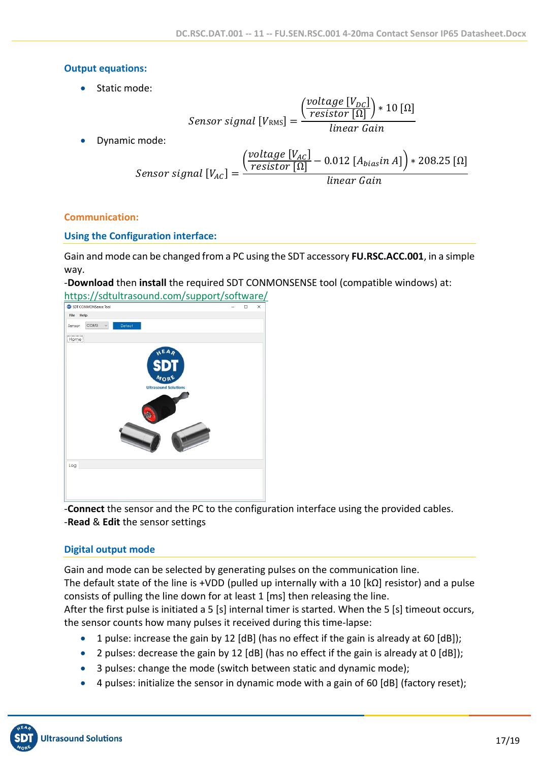### Output equations:

- Static mode:

$$Sensor\ signal\ [V_{\mathrm{RMS}}] = \frac{\left(\frac{voltage\ [V_{DC}]}{resistor\ [\Omega]}\right) * 10\ [\Omega]}{linear\ Gain}$$

- Dynamic mode:

$$Sensor\ signal\ [V_{AC}] = \frac{\left(\frac{voltage\ [V_{AC}]}{resistor\ [\Omega]} - 0.012\ [A_{bias} in\ A]\right) * 208.25\ [\Omega]}{linear\ Gain}$$

## Communication:

### Using the Configuration interface:

Gain and mode can be changed from a PC using the SDT accessory **FU.RSC.ACC.001**, in a simple way.
-**Download** then **install** the required SDT CONMONSENSE tool (compatible windows) at:
https://sdtultrasound.com/support/software/

-**Connect** the sensor and the PC to the configuration interface using the provided cables.
-**Read** & **Edit** the sensor settings

### Digital output mode

Gain and mode can be selected by generating pulses on the communication line.
The default state of the line is +VDD (pulled up internally with a 10 [kΩ] resistor) and a pulse consists of pulling the line down for at least 1 [ms] then releasing the line.
After the first pulse is initiated a 5 [s] internal timer is started. When the 5 [s] timeout occurs, the sensor counts how many pulses it received during this time-lapse:

- 1 pulse: increase the gain by 12 [dB] (has no effect if the gain is already at 60 [dB]);
- 2 pulses: decrease the gain by 12 [dB] (has no effect if the gain is already at 0 [dB]);
- 3 pulses: change the mode (switch between static and dynamic mode);
- 4 pulses: initialize the sensor in dynamic mode with a gain of 60 [dB] (factory reset);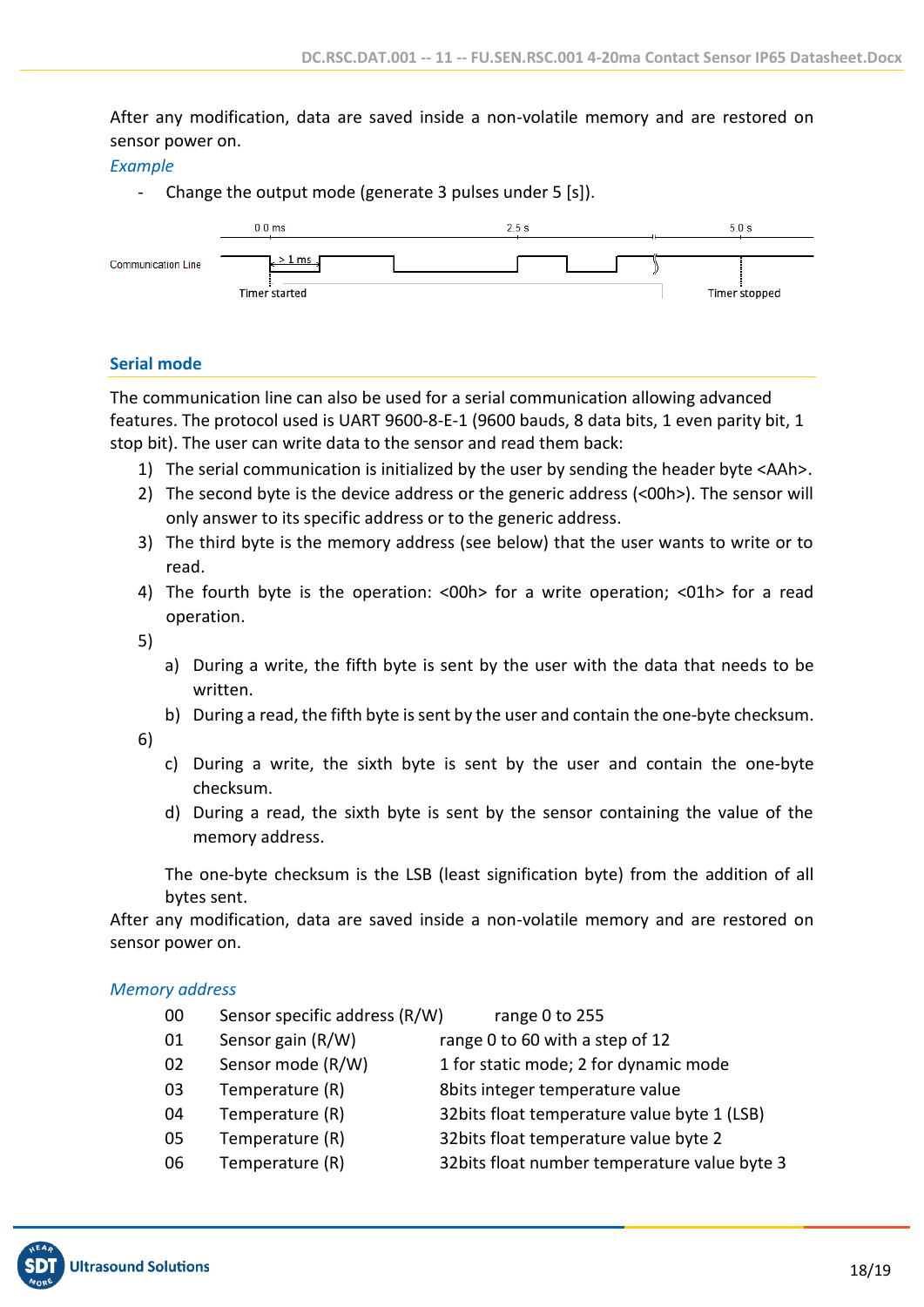After any modification, data are saved inside a non-volatile memory and are restored on sensor power on.

*Example*

- Change the output mode (generate 3 pulses under 5 [s]).

0.0 ms　　2.5 s　　5.0 s

Communication Line　> 1 ms

Timer started　　Timer stopped

## Serial mode

The communication line can also be used for a serial communication allowing advanced features. The protocol used is UART 9600-8-E-1 (9600 bauds, 8 data bits, 1 even parity bit, 1 stop bit). The user can write data to the sensor and read them back:

1) The serial communication is initialized by the user by sending the header byte <AAh>.
2) The second byte is the device address or the generic address (<00h>). The sensor will only answer to its specific address or to the generic address.
3) The third byte is the memory address (see below) that the user wants to write or to read.
4) The fourth byte is the operation: <00h> for a write operation; <01h> for a read operation.
5)
   a) During a write, the fifth byte is sent by the user with the data that needs to be written.
   b) During a read, the fifth byte is sent by the user and contain the one-byte checksum.
6)
   c) During a write, the sixth byte is sent by the user and contain the one-byte checksum.
   d) During a read, the sixth byte is sent by the sensor containing the value of the memory address.

   The one-byte checksum is the LSB (least signification byte) from the addition of all bytes sent.

After any modification, data are saved inside a non-volatile memory and are restored on sensor power on.

*Memory address*

| | | |
|---|---|---|
| 00 | Sensor specific address (R/W) | range 0 to 255 |
| 01 | Sensor gain (R/W) | range 0 to 60 with a step of 12 |
| 02 | Sensor mode (R/W) | 1 for static mode; 2 for dynamic mode |
| 03 | Temperature (R) | 8bits integer temperature value |
| 04 | Temperature (R) | 32bits float temperature value byte 1 (LSB) |
| 05 | Temperature (R) | 32bits float temperature value byte 2 |
| 06 | Temperature (R) | 32bits float number temperature value byte 3 |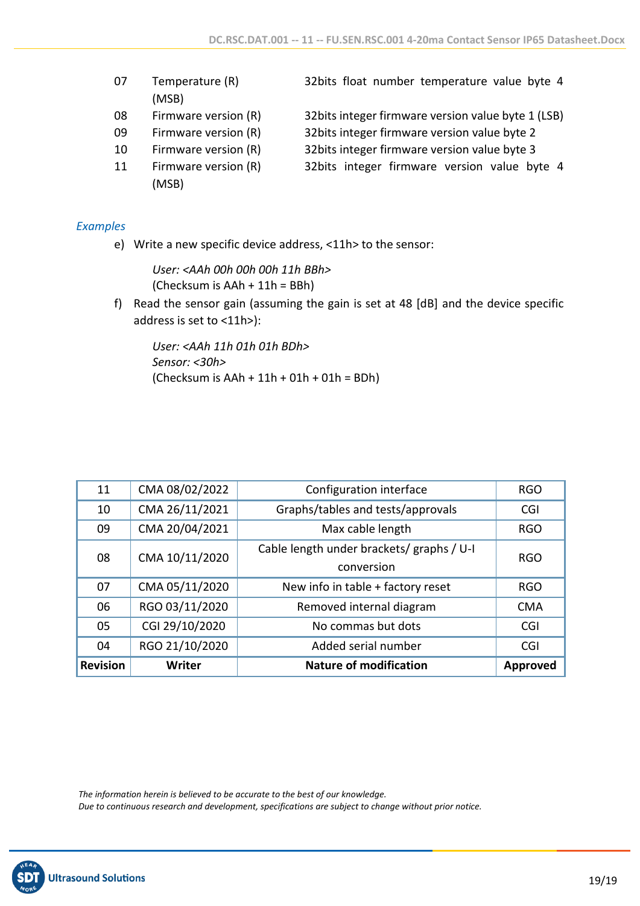| | | |
|---|---|---|
| 07 | Temperature (R) (MSB) | 32bits float number temperature value byte 4 |
| 08 | Firmware version (R) | 32bits integer firmware version value byte 1 (LSB) |
| 09 | Firmware version (R) | 32bits integer firmware version value byte 2 |
| 10 | Firmware version (R) | 32bits integer firmware version value byte 3 |
| 11 | Firmware version (R) (MSB) | 32bits integer firmware version value byte 4 |

*Examples*

e) Write a new specific device address, <11h> to the sensor:

   *User: <AAh 00h 00h 00h 11h BBh>*
   (Checksum is AAh + 11h = BBh)

f) Read the sensor gain (assuming the gain is set at 48 [dB] and the device specific address is set to <11h>):

   *User: <AAh 11h 01h 01h BDh>*
   *Sensor: <30h>*
   (Checksum is AAh + 11h + 01h + 01h = BDh)

| 11 | CMA 08/02/2022 | Configuration interface | RGO |
|---|---|---|---|
| 10 | CMA 26/11/2021 | Graphs/tables and tests/approvals | CGI |
| 09 | CMA 20/04/2021 | Max cable length | RGO |
| 08 | CMA 10/11/2020 | Cable length under brackets/ graphs / U-I conversion | RGO |
| 07 | CMA 05/11/2020 | New info in table + factory reset | RGO |
| 06 | RGO 03/11/2020 | Removed internal diagram | CMA |
| 05 | CGI 29/10/2020 | No commas but dots | CGI |
| 04 | RGO 21/10/2020 | Added serial number | CGI |
| **Revision** | **Writer** | **Nature of modification** | **Approved** |

*The information herein is believed to be accurate to the best of our knowledge.*
*Due to continuous research and development, specifications are subject to change without prior notice.*